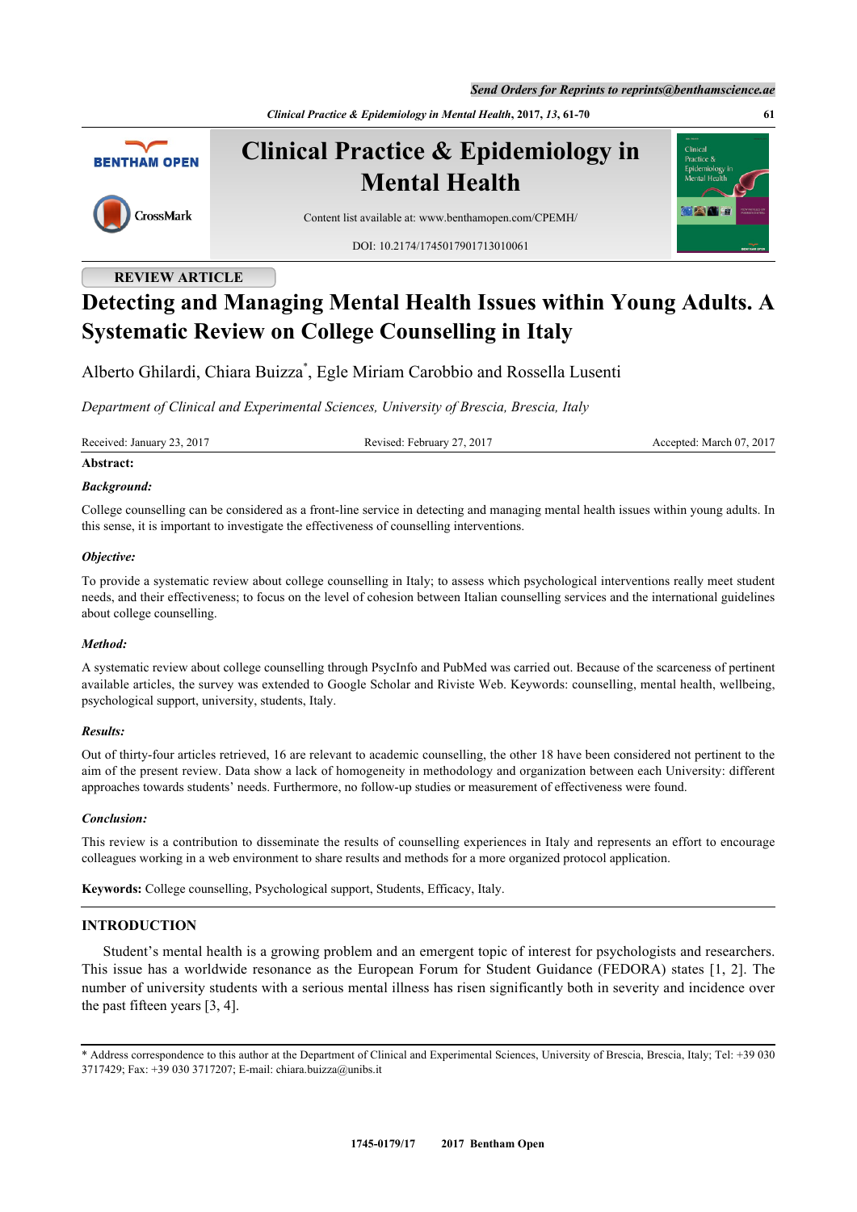REVIEW ARTICLE

# Detecting and Managing Mental Health Issues within Young Adults. A Systematic Review on College Counselling in Italy

Alberto Ghilardi, Chiara Buizza[*], Egle Miriam Carobbio and Rossella Lusenti

*Department of Clinical and Experimental Sciences, University of Brescia, Brescia, Italy*

Received: January 23, 2017 Revised: February 27, 2017 Accepted: March 07, 2017

**Abstract:**

***Background:***

College counselling can be considered as a front-line service in detecting and managing mental health issues within young adults. In this sense, it is important to investigate the effectiveness of counselling interventions.

***Objective:***

To provide a systematic review about college counselling in Italy; to assess which psychological interventions really meet student needs, and their effectiveness; to focus on the level of cohesion between Italian counselling services and the international guidelines about college counselling.

***Method:***

A systematic review about college counselling through PsycInfo and PubMed was carried out. Because of the scarceness of pertinent available articles, the survey was extended to Google Scholar and Riviste Web. Keywords: counselling, mental health, wellbeing, psychological support, university, students, Italy.

***Results:***

Out of thirty-four articles retrieved, 16 are relevant to academic counselling, the other 18 have been considered not pertinent to the aim of the present review. Data show a lack of homogeneity in methodology and organization between each University: different approaches towards students' needs. Furthermore, no follow-up studies or measurement of effectiveness were found.

***Conclusion:***

This review is a contribution to disseminate the results of counselling experiences in Italy and represents an effort to encourage colleagues working in a web environment to share results and methods for a more organized protocol application.

**Keywords:** College counselling, Psychological support, Students, Efficacy, Italy.

## INTRODUCTION

Student's mental health is a growing problem and an emergent topic of interest for psychologists and researchers. This issue has a worldwide resonance as the European Forum for Student Guidance (FEDORA) states [1, 2]. The number of university students with a serious mental illness has risen significantly both in severity and incidence over the past fifteen years [3, 4].

[*] Address correspondence to this author at the Department of Clinical and Experimental Sciences, University of Brescia, Brescia, Italy; Tel: +39 030 3717429; Fax: +39 030 3717207; E-mail: chiara.buizza@unibs.it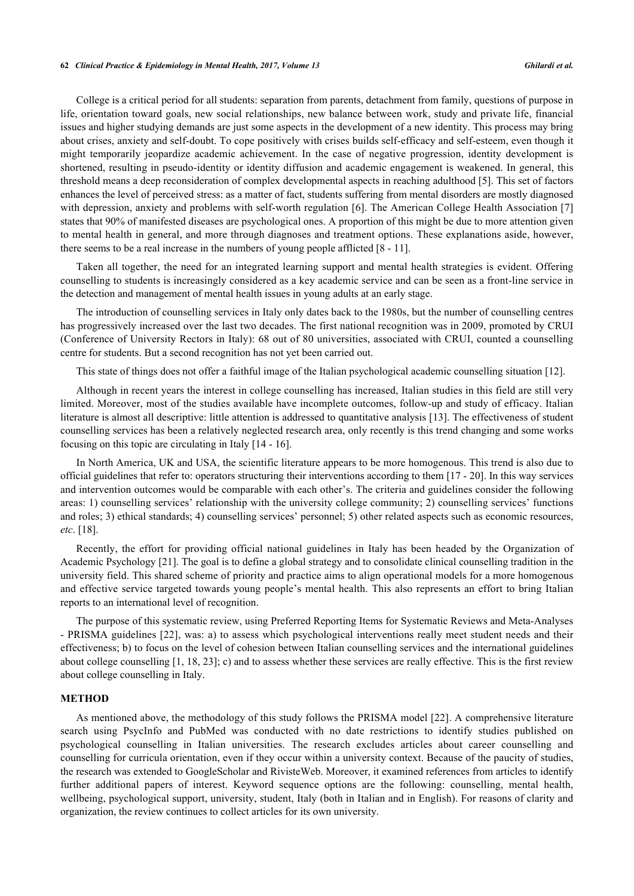College is a critical period for all students: separation from parents, detachment from family, questions of purpose in life, orientation toward goals, new social relationships, new balance between work, study and private life, financial issues and higher studying demands are just some aspects in the development of a new identity. This process may bring about crises, anxiety and self-doubt. To cope positively with crises builds self-efficacy and self-esteem, even though it might temporarily jeopardize academic achievement. In the case of negative progression, identity development is shortened, resulting in pseudo-identity or identity diffusion and academic engagement is weakened. In general, this threshold means a deep reconsideration of complex developmental aspects in reaching adulthood [5]. This set of factors enhances the level of perceived stress: as a matter of fact, students suffering from mental disorders are mostly diagnosed with depression, anxiety and problems with self-worth regulation [6]. The American College Health Association [7] states that 90% of manifested diseases are psychological ones. A proportion of this might be due to more attention given to mental health in general, and more through diagnoses and treatment options. These explanations aside, however, there seems to be a real increase in the numbers of young people afflicted [8 - 11].

Taken all together, the need for an integrated learning support and mental health strategies is evident. Offering counselling to students is increasingly considered as a key academic service and can be seen as a front-line service in the detection and management of mental health issues in young adults at an early stage.

The introduction of counselling services in Italy only dates back to the 1980s, but the number of counselling centres has progressively increased over the last two decades. The first national recognition was in 2009, promoted by CRUI (Conference of University Rectors in Italy): 68 out of 80 universities, associated with CRUI, counted a counselling centre for students. But a second recognition has not yet been carried out.

This state of things does not offer a faithful image of the Italian psychological academic counselling situation [12].

Although in recent years the interest in college counselling has increased, Italian studies in this field are still very limited. Moreover, most of the studies available have incomplete outcomes, follow-up and study of efficacy. Italian literature is almost all descriptive: little attention is addressed to quantitative analysis [13]. The effectiveness of student counselling services has been a relatively neglected research area, only recently is this trend changing and some works focusing on this topic are circulating in Italy [14 - 16].

In North America, UK and USA, the scientific literature appears to be more homogenous. This trend is also due to official guidelines that refer to: operators structuring their interventions according to them [17 - 20]. In this way services and intervention outcomes would be comparable with each other's. The criteria and guidelines consider the following areas: 1) counselling services' relationship with the university college community; 2) counselling services' functions and roles; 3) ethical standards; 4) counselling services' personnel; 5) other related aspects such as economic resources, *etc*. [18].

Recently, the effort for providing official national guidelines in Italy has been headed by the Organization of Academic Psychology [21]. The goal is to define a global strategy and to consolidate clinical counselling tradition in the university field. This shared scheme of priority and practice aims to align operational models for a more homogenous and effective service targeted towards young people's mental health. This also represents an effort to bring Italian reports to an international level of recognition.

The purpose of this systematic review, using Preferred Reporting Items for Systematic Reviews and Meta-Analyses - PRISMA guidelines [22], was: a) to assess which psychological interventions really meet student needs and their effectiveness; b) to focus on the level of cohesion between Italian counselling services and the international guidelines about college counselling [1, 18, 23]; c) and to assess whether these services are really effective. This is the first review about college counselling in Italy.

## METHOD

As mentioned above, the methodology of this study follows the PRISMA model [22]. A comprehensive literature search using PsycInfo and PubMed was conducted with no date restrictions to identify studies published on psychological counselling in Italian universities. The research excludes articles about career counselling and counselling for curricula orientation, even if they occur within a university context. Because of the paucity of studies, the research was extended to GoogleScholar and RivisteWeb. Moreover, it examined references from articles to identify further additional papers of interest. Keyword sequence options are the following: counselling, mental health, wellbeing, psychological support, university, student, Italy (both in Italian and in English). For reasons of clarity and organization, the review continues to collect articles for its own university.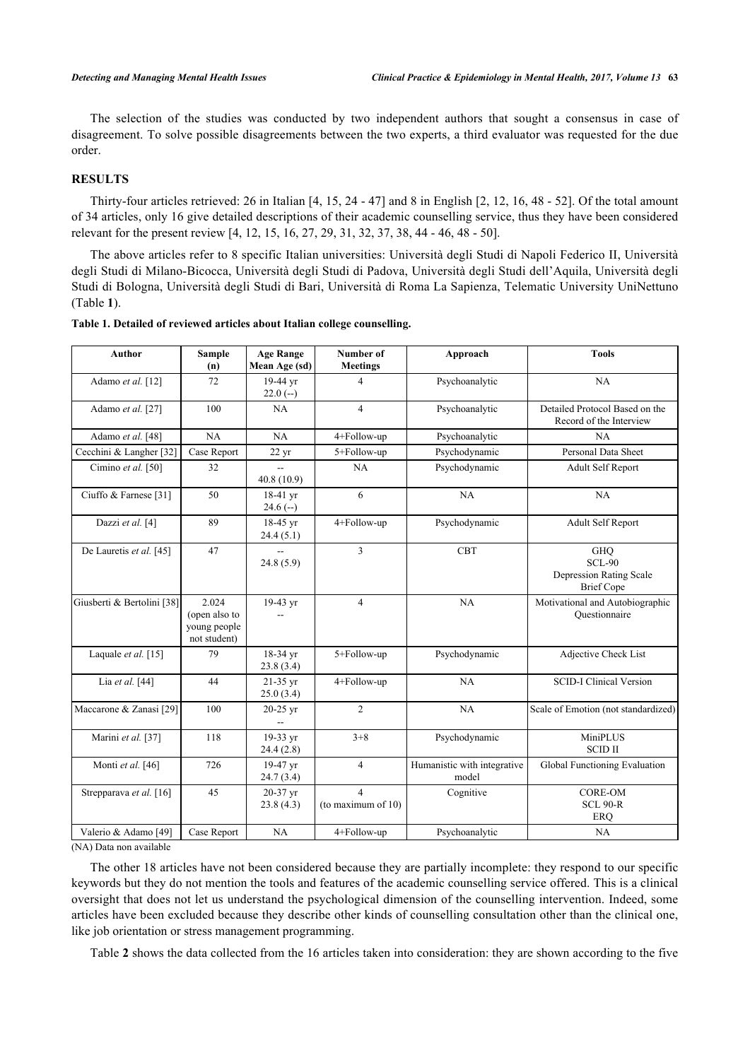The selection of the studies was conducted by two independent authors that sought a consensus in case of disagreement. To solve possible disagreements between the two experts, a third evaluator was requested for the due order.

## RESULTS

Thirty-four articles retrieved: 26 in Italian [4, 15, 24 - 47] and 8 in English [2, 12, 16, 48 - 52]. Of the total amount of 34 articles, only 16 give detailed descriptions of their academic counselling service, thus they have been considered relevant for the present review [4, 12, 15, 16, 27, 29, 31, 32, 37, 38, 44 - 46, 48 - 50].

The above articles refer to 8 specific Italian universities: Università degli Studi di Napoli Federico II, Università degli Studi di Milano-Bicocca, Università degli Studi di Padova, Università degli Studi dell'Aquila, Università degli Studi di Bologna, Università degli Studi di Bari, Università di Roma La Sapienza, Telematic University UniNettuno (Table **1**).

**Table 1. Detailed of reviewed articles about Italian college counselling.**

| Author | Sample (n) | Age Range Mean Age (sd) | Number of Meetings | Approach | Tools |
|---|---|---|---|---|---|
| Adamo *et al.* [12] | 72 | 19-44 yr 22.0 (--) | 4 | Psychoanalytic | NA |
| Adamo *et al.* [27] | 100 | NA | 4 | Psychoanalytic | Detailed Protocol Based on the Record of the Interview |
| Adamo *et al.* [48] | NA | NA | 4+Follow-up | Psychoanalytic | NA |
| Cecchini & Langher [32] | Case Report | 22 yr | 5+Follow-up | Psychodynamic | Personal Data Sheet |
| Cimino *et al.* [50] | 32 | -- 40.8 (10.9) | NA | Psychodynamic | Adult Self Report |
| Ciuffo & Farnese [31] | 50 | 18-41 yr 24.6 (--) | 6 | NA | NA |
| Dazzi *et al.* [4] | 89 | 18-45 yr 24.4 (5.1) | 4+Follow-up | Psychodynamic | Adult Self Report |
| De Lauretis *et al.* [45] | 47 | -- 24.8 (5.9) | 3 | CBT | GHQ SCL-90 Depression Rating Scale Brief Cope |
| Giusberti & Bertolini [38] | 2.024 (open also to young people not student) | 19-43 yr -- | 4 | NA | Motivational and Autobiographic Questionnaire |
| Laquale *et al.* [15] | 79 | 18-34 yr 23.8 (3.4) | 5+Follow-up | Psychodynamic | Adjective Check List |
| Lia *et al.* [44] | 44 | 21-35 yr 25.0 (3.4) | 4+Follow-up | NA | SCID-I Clinical Version |
| Maccarone & Zanasi [29] | 100 | 20-25 yr -- | 2 | NA | Scale of Emotion (not standardized) |
| Marini *et al.* [37] | 118 | 19-33 yr 24.4 (2.8) | 3+8 | Psychodynamic | MiniPLUS SCID II |
| Monti *et al.* [46] | 726 | 19-47 yr 24.7 (3.4) | 4 | Humanistic with integrative model | Global Functioning Evaluation |
| Strepparava *et al.* [16] | 45 | 20-37 yr 23.8 (4.3) | 4 (to maximum of 10) | Cognitive | CORE-OM SCL 90-R ERQ |
| Valerio & Adamo [49] | Case Report | NA | 4+Follow-up | Psychoanalytic | NA |

(NA) Data non available

The other 18 articles have not been considered because they are partially incomplete: they respond to our specific keywords but they do not mention the tools and features of the academic counselling service offered. This is a clinical oversight that does not let us understand the psychological dimension of the counselling intervention. Indeed, some articles have been excluded because they describe other kinds of counselling consultation other than the clinical one, like job orientation or stress management programming.

Table **2** shows the data collected from the 16 articles taken into consideration: they are shown according to the five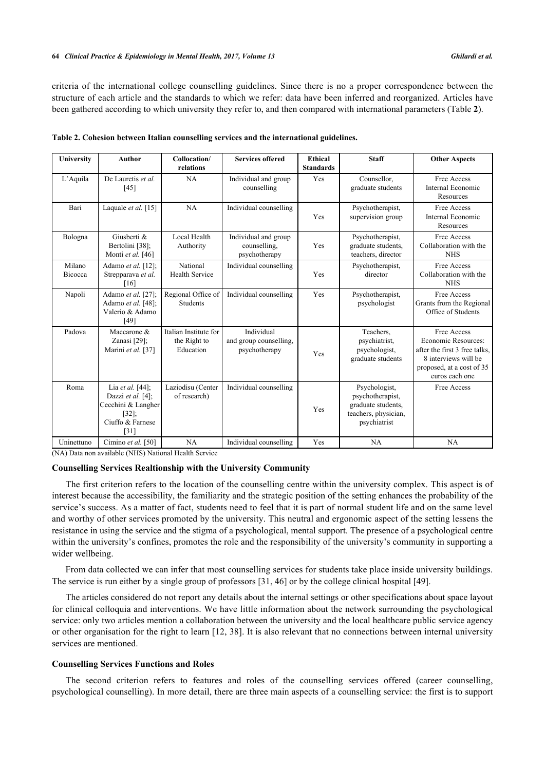criteria of the international college counselling guidelines. Since there is no a proper correspondence between the structure of each article and the standards to which we refer: data have been inferred and reorganized. Articles have been gathered according to which university they refer to, and then compared with international parameters (Table **2**).

**Table 2. Cohesion between Italian counselling services and the international guidelines.**

| University | Author | Collocation/ relations | Services offered | Ethical Standards | Staff | Other Aspects |
|---|---|---|---|---|---|---|
| L'Aquila | De Lauretis *et al.* [45] | NA | Individual and group counselling | Yes | Counsellor, graduate students | Free Access Internal Economic Resources |
| Bari | Laquale *et al.* [15] | NA | Individual counselling | Yes | Psychotherapist, supervision group | Free Access Internal Economic Resources |
| Bologna | Giusberti & Bertolini [38]; Monti *et al.* [46] | Local Health Authority | Individual and group counselling, psychotherapy | Yes | Psychotherapist, graduate students, teachers, director | Free Access Collaboration with the NHS |
| Milano Bicocca | Adamo *et al.* [12]; Strepparava *et al.* [16] | National Health Service | Individual counselling | Yes | Psychotherapist, director | Free Access Collaboration with the NHS |
| Napoli | Adamo *et al.* [27]; Adamo *et al.* [48]; Valerio & Adamo [49] | Regional Office of Students | Individual counselling | Yes | Psychotherapist, psychologist | Free Access Grants from the Regional Office of Students |
| Padova | Maccarone & Zanasi [29]; Marini *et al.* [37] | Italian Institute for the Right to Education | Individual and group counselling, psychotherapy | Yes | Teachers, psychiatrist, psychologist, graduate students | Free Access Economic Resources: after the first 3 free talks, 8 interviews will be proposed, at a cost of 35 euros each one |
| Roma | Lia *et al.* [44]; Dazzi *et al.* [4]; Cecchini & Langher [32]; Ciuffo & Farnese [31] | Laziodisu (Center of research) | Individual counselling | Yes | Psychologist, psychotherapist, graduate students, teachers, physician, psychiatrist | Free Access |
| Uninettuno | Cimino *et al.* [50] | NA | Individual counselling | Yes | NA | NA |

(NA) Data non available (NHS) National Health Service

### Counselling Services Realtionship with the University Community

The first criterion refers to the location of the counselling centre within the university complex. This aspect is of interest because the accessibility, the familiarity and the strategic position of the setting enhances the probability of the service's success. As a matter of fact, students need to feel that it is part of normal student life and on the same level and worthy of other services promoted by the university. This neutral and ergonomic aspect of the setting lessens the resistance in using the service and the stigma of a psychological, mental support. The presence of a psychological centre within the university's confines, promotes the role and the responsibility of the university's community in supporting a wider wellbeing.

From data collected we can infer that most counselling services for students take place inside university buildings. The service is run either by a single group of professors [31, 46] or by the college clinical hospital [49].

The articles considered do not report any details about the internal settings or other specifications about space layout for clinical colloquia and interventions. We have little information about the network surrounding the psychological service: only two articles mention a collaboration between the university and the local healthcare public service agency or other organisation for the right to learn [12, 38]. It is also relevant that no connections between internal university services are mentioned.

### Counselling Services Functions and Roles

The second criterion refers to features and roles of the counselling services offered (career counselling, psychological counselling). In more detail, there are three main aspects of a counselling service: the first is to support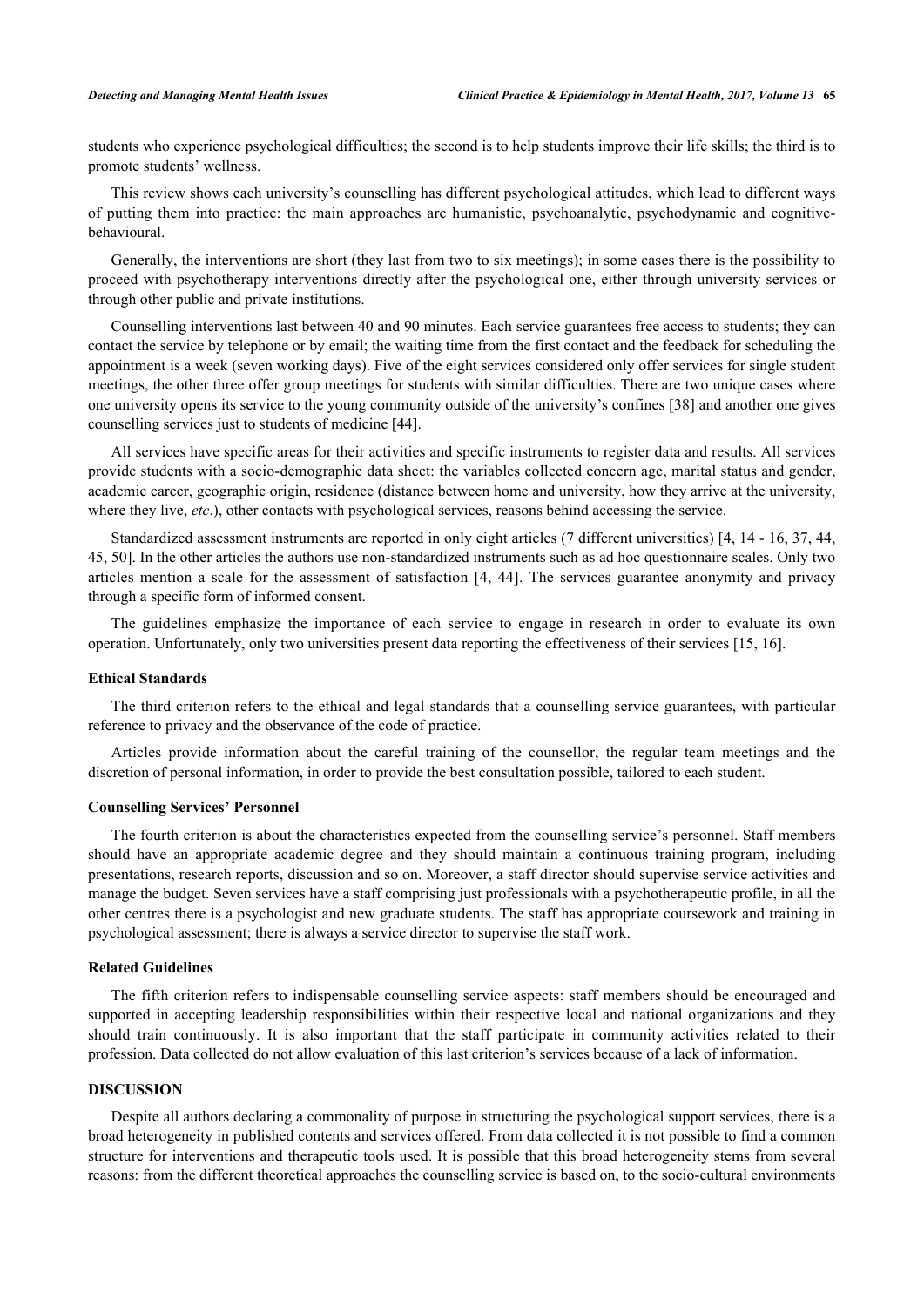students who experience psychological difficulties; the second is to help students improve their life skills; the third is to promote students' wellness.

This review shows each university's counselling has different psychological attitudes, which lead to different ways of putting them into practice: the main approaches are humanistic, psychoanalytic, psychodynamic and cognitive-behavioural.

Generally, the interventions are short (they last from two to six meetings); in some cases there is the possibility to proceed with psychotherapy interventions directly after the psychological one, either through university services or through other public and private institutions.

Counselling interventions last between 40 and 90 minutes. Each service guarantees free access to students; they can contact the service by telephone or by email; the waiting time from the first contact and the feedback for scheduling the appointment is a week (seven working days). Five of the eight services considered only offer services for single student meetings, the other three offer group meetings for students with similar difficulties. There are two unique cases where one university opens its service to the young community outside of the university's confines [38] and another one gives counselling services just to students of medicine [44].

All services have specific areas for their activities and specific instruments to register data and results. All services provide students with a socio-demographic data sheet: the variables collected concern age, marital status and gender, academic career, geographic origin, residence (distance between home and university, how they arrive at the university, where they live, *etc*.), other contacts with psychological services, reasons behind accessing the service.

Standardized assessment instruments are reported in only eight articles (7 different universities) [4, 14 - 16, 37, 44, 45, 50]. In the other articles the authors use non-standardized instruments such as ad hoc questionnaire scales. Only two articles mention a scale for the assessment of satisfaction [4, 44]. The services guarantee anonymity and privacy through a specific form of informed consent.

The guidelines emphasize the importance of each service to engage in research in order to evaluate its own operation. Unfortunately, only two universities present data reporting the effectiveness of their services [15, 16].

### Ethical Standards

The third criterion refers to the ethical and legal standards that a counselling service guarantees, with particular reference to privacy and the observance of the code of practice.

Articles provide information about the careful training of the counsellor, the regular team meetings and the discretion of personal information, in order to provide the best consultation possible, tailored to each student.

### Counselling Services' Personnel

The fourth criterion is about the characteristics expected from the counselling service's personnel. Staff members should have an appropriate academic degree and they should maintain a continuous training program, including presentations, research reports, discussion and so on. Moreover, a staff director should supervise service activities and manage the budget. Seven services have a staff comprising just professionals with a psychotherapeutic profile, in all the other centres there is a psychologist and new graduate students. The staff has appropriate coursework and training in psychological assessment; there is always a service director to supervise the staff work.

### Related Guidelines

The fifth criterion refers to indispensable counselling service aspects: staff members should be encouraged and supported in accepting leadership responsibilities within their respective local and national organizations and they should train continuously. It is also important that the staff participate in community activities related to their profession. Data collected do not allow evaluation of this last criterion's services because of a lack of information.

## DISCUSSION

Despite all authors declaring a commonality of purpose in structuring the psychological support services, there is a broad heterogeneity in published contents and services offered. From data collected it is not possible to find a common structure for interventions and therapeutic tools used. It is possible that this broad heterogeneity stems from several reasons: from the different theoretical approaches the counselling service is based on, to the socio-cultural environments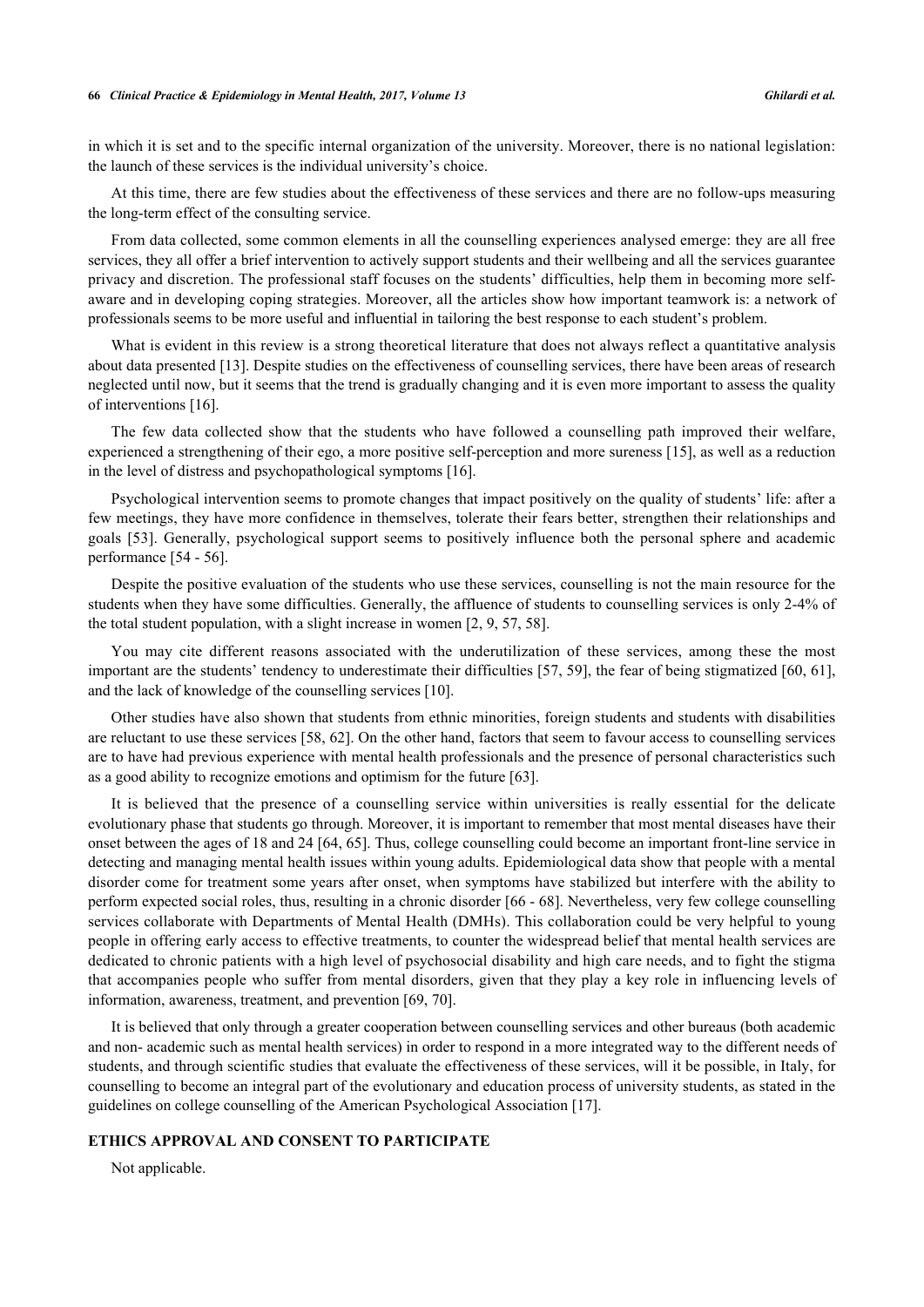in which it is set and to the specific internal organization of the university. Moreover, there is no national legislation: the launch of these services is the individual university's choice.

At this time, there are few studies about the effectiveness of these services and there are no follow-ups measuring the long-term effect of the consulting service.

From data collected, some common elements in all the counselling experiences analysed emerge: they are all free services, they all offer a brief intervention to actively support students and their wellbeing and all the services guarantee privacy and discretion. The professional staff focuses on the students' difficulties, help them in becoming more self-aware and in developing coping strategies. Moreover, all the articles show how important teamwork is: a network of professionals seems to be more useful and influential in tailoring the best response to each student's problem.

What is evident in this review is a strong theoretical literature that does not always reflect a quantitative analysis about data presented [13]. Despite studies on the effectiveness of counselling services, there have been areas of research neglected until now, but it seems that the trend is gradually changing and it is even more important to assess the quality of interventions [16].

The few data collected show that the students who have followed a counselling path improved their welfare, experienced a strengthening of their ego, a more positive self-perception and more sureness [15], as well as a reduction in the level of distress and psychopathological symptoms [16].

Psychological intervention seems to promote changes that impact positively on the quality of students' life: after a few meetings, they have more confidence in themselves, tolerate their fears better, strengthen their relationships and goals [53]. Generally, psychological support seems to positively influence both the personal sphere and academic performance [54 - 56].

Despite the positive evaluation of the students who use these services, counselling is not the main resource for the students when they have some difficulties. Generally, the affluence of students to counselling services is only 2-4% of the total student population, with a slight increase in women [2, 9, 57, 58].

You may cite different reasons associated with the underutilization of these services, among these the most important are the students' tendency to underestimate their difficulties [57, 59], the fear of being stigmatized [60, 61], and the lack of knowledge of the counselling services [10].

Other studies have also shown that students from ethnic minorities, foreign students and students with disabilities are reluctant to use these services [58, 62]. On the other hand, factors that seem to favour access to counselling services are to have had previous experience with mental health professionals and the presence of personal characteristics such as a good ability to recognize emotions and optimism for the future [63].

It is believed that the presence of a counselling service within universities is really essential for the delicate evolutionary phase that students go through. Moreover, it is important to remember that most mental diseases have their onset between the ages of 18 and 24 [64, 65]. Thus, college counselling could become an important front-line service in detecting and managing mental health issues within young adults. Epidemiological data show that people with a mental disorder come for treatment some years after onset, when symptoms have stabilized but interfere with the ability to perform expected social roles, thus, resulting in a chronic disorder [66 - 68]. Nevertheless, very few college counselling services collaborate with Departments of Mental Health (DMHs). This collaboration could be very helpful to young people in offering early access to effective treatments, to counter the widespread belief that mental health services are dedicated to chronic patients with a high level of psychosocial disability and high care needs, and to fight the stigma that accompanies people who suffer from mental disorders, given that they play a key role in influencing levels of information, awareness, treatment, and prevention [69, 70].

It is believed that only through a greater cooperation between counselling services and other bureaus (both academic and non- academic such as mental health services) in order to respond in a more integrated way to the different needs of students, and through scientific studies that evaluate the effectiveness of these services, will it be possible, in Italy, for counselling to become an integral part of the evolutionary and education process of university students, as stated in the guidelines on college counselling of the American Psychological Association [17].

## ETHICS APPROVAL AND CONSENT TO PARTICIPATE

Not applicable.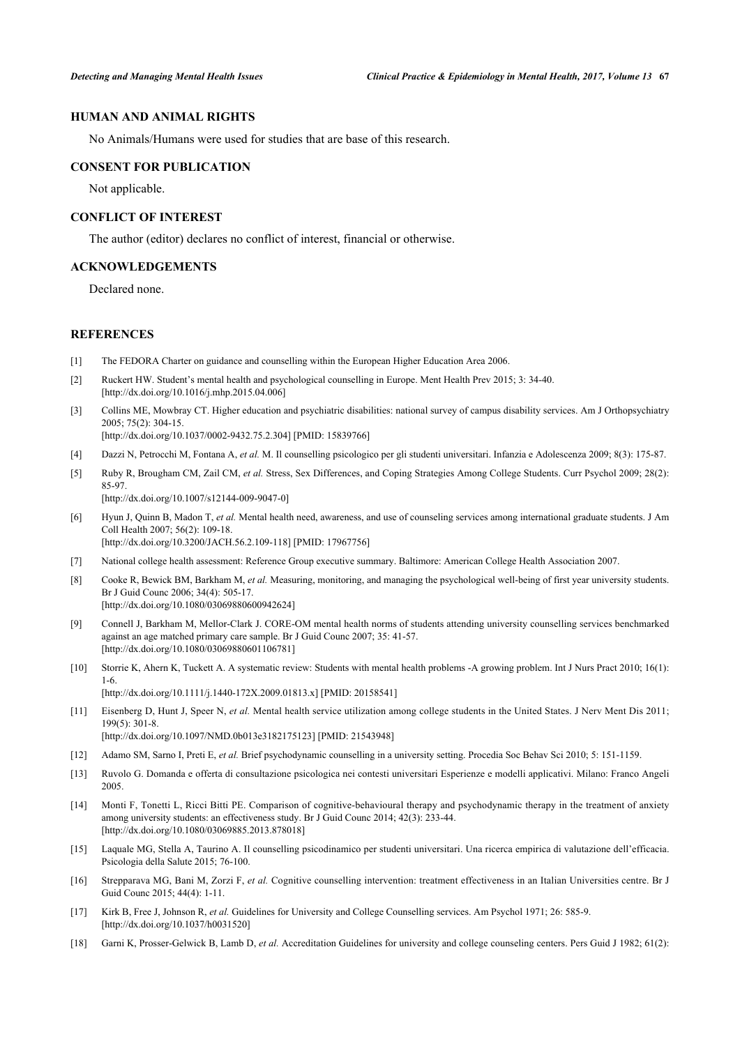## HUMAN AND ANIMAL RIGHTS

No Animals/Humans were used for studies that are base of this research.

## CONSENT FOR PUBLICATION

Not applicable.

## CONFLICT OF INTEREST

The author (editor) declares no conflict of interest, financial or otherwise.

## ACKNOWLEDGEMENTS

Declared none.

## REFERENCES

[1] The FEDORA Charter on guidance and counselling within the European Higher Education Area 2006.

[2] Ruckert HW. Student's mental health and psychological counselling in Europe. Ment Health Prev 2015; 3: 34-40. [http://dx.doi.org/10.1016/j.mhp.2015.04.006]

[3] Collins ME, Mowbray CT. Higher education and psychiatric disabilities: national survey of campus disability services. Am J Orthopsychiatry 2005; 75(2): 304-15. [http://dx.doi.org/10.1037/0002-9432.75.2.304] [PMID: 15839766]

[4] Dazzi N, Petrocchi M, Fontana A, *et al.* Il counselling psicologico per gli studenti universitari. Infanzia e Adolescenza 2009; 8(3): 175-87.

[5] Ruby R, Brougham CM, Zail CM, *et al.* Stress, Sex Differences, and Coping Strategies Among College Students. Curr Psychol 2009; 28(2): 85-97. [http://dx.doi.org/10.1007/s12144-009-9047-0]

[6] Hyun J, Quinn B, Madon T, *et al.* Mental health need, awareness, and use of counseling services among international graduate students. J Am Coll Health 2007; 56(2): 109-18. [http://dx.doi.org/10.3200/JACH.56.2.109-118] [PMID: 17967756]

[7] National college health assessment: Reference Group executive summary. Baltimore: American College Health Association 2007.

[8] Cooke R, Bewick BM, Barkham M, *et al.* Measuring, monitoring, and managing the psychological well-being of first year university students. Br J Guid Counc 2006; 34(4): 505-17. [http://dx.doi.org/10.1080/03069880600942624]

[9] Connell J, Barkham M, Mellor-Clark J. CORE-OM mental health norms of students attending university counselling services benchmarked against an age matched primary care sample. Br J Guid Counc 2007; 35: 41-57. [http://dx.doi.org/10.1080/03069880601106781]

[10] Storrie K, Ahern K, Tuckett A. A systematic review: Students with mental health problems -A growing problem. Int J Nurs Pract 2010; 16(1): 1-6. [http://dx.doi.org/10.1111/j.1440-172X.2009.01813.x] [PMID: 20158541]

[11] Eisenberg D, Hunt J, Speer N, *et al.* Mental health service utilization among college students in the United States. J Nerv Ment Dis 2011; 199(5): 301-8. [http://dx.doi.org/10.1097/NMD.0b013e3182175123] [PMID: 21543948]

[12] Adamo SM, Sarno I, Preti E, *et al.* Brief psychodynamic counselling in a university setting. Procedia Soc Behav Sci 2010; 5: 151-1159.

[13] Ruvolo G. Domanda e offerta di consultazione psicologica nei contesti universitari Esperienze e modelli applicativi. Milano: Franco Angeli 2005.

[14] Monti F, Tonetti L, Ricci Bitti PE. Comparison of cognitive-behavioural therapy and psychodynamic therapy in the treatment of anxiety among university students: an effectiveness study. Br J Guid Counc 2014; 42(3): 233-44. [http://dx.doi.org/10.1080/03069885.2013.878018]

[15] Laquale MG, Stella A, Taurino A. Il counselling psicodinamico per studenti universitari. Una ricerca empirica di valutazione dell'efficacia. Psicologia della Salute 2015; 76-100.

[16] Strepparava MG, Bani M, Zorzi F, *et al.* Cognitive counselling intervention: treatment effectiveness in an Italian Universities centre. Br J Guid Counc 2015; 44(4): 1-11.

[17] Kirk B, Free J, Johnson R, *et al.* Guidelines for University and College Counselling services. Am Psychol 1971; 26: 585-9. [http://dx.doi.org/10.1037/h0031520]

[18] Garni K, Prosser-Gelwick B, Lamb D, *et al.* Accreditation Guidelines for university and college counseling centers. Pers Guid J 1982; 61(2):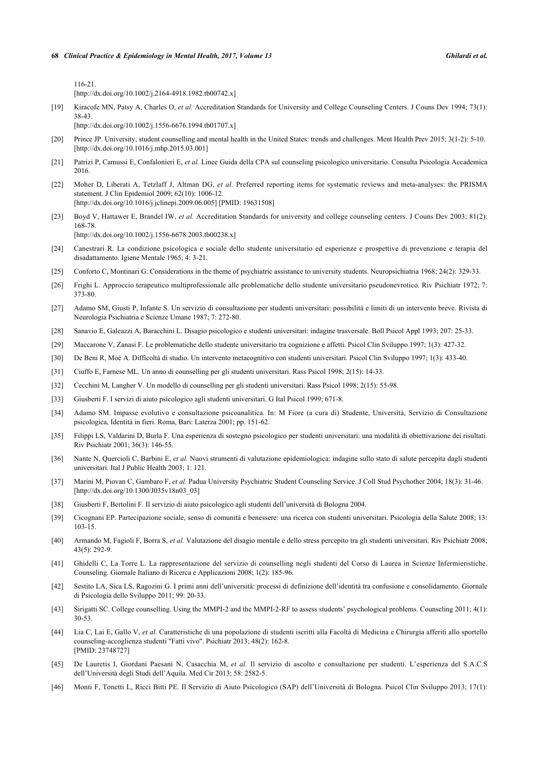116-21.
[http://dx.doi.org/10.1002/j.2164-4918.1982.tb00742.x]

[19] Kiracofe MN, Patsy A, Charles O, *et al.* Accreditation Standards for University and College Counseling Centers. J Couns Dev 1994; 73(1): 38-43.
[http://dx.doi.org/10.1002/j.1556-6676.1994.tb01707.x]

[20] Prince JP. University, student counselling and mental health in the United States: trends and challenges. Ment Health Prev 2015; 3(1-2): 5-10.
[http://dx.doi.org/10.1016/j.mhp.2015.03.001]

[21] Patrizi P, Camussi E, Confalonieri E, *et al.* Linee Guida della CPA sul counseling psicologico universitario. Consulta Psicologia Accademica 2016.

[22] Moher D, Liberati A, Tetzlaff J, Altman DG, *et al.* Preferred reporting items for systematic reviews and meta-analyses: the PRISMA statement. J Clin Epidemiol 2009; 62(10): 1006-12.
[http://dx.doi.org/10.1016/j.jclinepi.2009.06.005] [PMID: 19631508]

[23] Boyd V, Hattawer E, Brandel IW, *et al.* Accreditation Standards for university and college counseling centers. J Couns Dev 2003; 81(2): 168-78.
[http://dx.doi.org/10.1002/j.1556-6678.2003.tb00238.x]

[24] Canestrari R. La condizione psicologica e sociale dello studente universitario ed esperienze e prospettive di prevenzione e terapia del disadattamento. Igiene Mentale 1965; 4: 3-21.

[25] Conforto C, Montinari G. Considerations in the theme of psychiatric assistance to university students. Neuropsichiatria 1968; 24(2): 329-33.

[26] Frighi L. Approccio terapeutico multiprofessionale alle problematiche dello studente universitario pseudonevrotico. Riv Psichiatr 1972; 7: 373-80.

[27] Adamo SM, Giusti P, Infante S. Un servizio di consultazione per studenti universitari: possibilità e limiti di un intervento breve. Rivista di Neurologia Psichiatria e Scienze Umane 1987; 7: 272-80.

[28] Sanavio E, Galeazzi A, Baracchini L. Disagio psicologico e studenti universitari: indagine trasversale. Boll Psicol Appl 1993; 207: 25-33.

[29] Maccarone V, Zanasi F. Le problematiche dello studente universitario tra cognizione e affetti. Psicol Clin Sviluppo 1997; 1(3): 427-32.

[30] De Beni R, Moè A. Difficoltà di studio. Un intervento metacognitivo con studenti universitari. Psicol Clin Sviluppo 1997; 1(3): 433-40.

[31] Ciuffo E, Farnese ML. Un anno di counselling per gli studenti universitari. Rass Psicol 1998; 2(15): 14-33.

[32] Cecchini M, Langher V. Un modello di counselling per gli studenti universitari. Rass Psicol 1998; 2(15): 55-98.

[33] Giusberti F. I servizi di aiuto psicologico agli studenti universitari. G Ital Psicol 1999; 671-8.

[34] Adamo SM. Impasse evolutivo e consultazione psicoanalitica. In: M Fiore (a cura di) Studente, Università, Servizio di Consultazione psicologica, Identità in fieri. Roma, Bari: Laterza 2001; pp. 151-62.

[35] Filippi LS, Valdarini D, Burla F. Una esperienza di sostegno psicologico per studenti universitari: una modalità di obiettivazione dei risultati. Riv Psichiatr 2001; 36(3): 146-55.

[36] Nante N, Quercioli C, Barbini E, *et al.* Nuovi strumenti di valutazione epidemiologica: indagine sullo stato di salute percepita dagli studenti universitari. Ital J Public Health 2003; 1: 121.

[37] Marini M, Piovan C, Gambaro F, *et al.* Padua University Psychiatric Student Counseling Service. J Coll Stud Psychother 2004; 18(3): 31-46.
[http://dx.doi.org/10.1300/J035v18n03_03]

[38] Giusberti F, Bertolini F. Il servizio di aiuto psicologico agli studenti dell'università di Bologna 2004.

[39] Cicognani EP. Partecipazione sociale, senso di comunità e benessere: una ricerca con studenti universitari. Psicologia della Salute 2008; 13: 103-15.

[40] Armando M, Fagioli F, Borra S, *et al.* Valutazione del disagio mentale e dello stress percepito tra gli studenti universitari. Riv Psichiatr 2008; 43(5): 292-9.

[41] Ghidelli C, La Torre L. La rappresentazione del servizio di counselling negli studenti del Corso di Laurea in Scienze Infermieristiche. Counseling. Giornale Italiano di Ricerca e Applicazioni 2008; 1(2): 185-96.

[42] Sestito LA, Sica LS, Ragozini G. I primi anni dell'università: processi di definizione dell'identità tra confusione e consolidamento. Giornale di Psicologia dello Sviluppo 2011; 99: 20-33.

[43] Sirigatti SC. College counselling. Using the MMPI-2 and the MMPI-2-RF to assess students' psychological problems. Counseling 2011; 4(1): 30-53.

[44] Lia C, Lai E, Gallo V, *et al.* Caratteristiche di una popolazione di studenti iscritti alla Facoltà di Medicina e Chirurgia afferiti allo sportello counseling-accoglienza studenti "Fatti vivo". Psichiatr 2013; 48(2): 162-8.
[PMID: 23748727]

[45] De Lauretis I, Giordani Paesani N, Casacchia M, *et al.* Il servizio di ascolto e consultazione per studenti. L'esperienza del S.A.C.S dell'Università degli Studi dell'Aquila. Med Cir 2013; 58: 2582-5.

[46] Monti F, Tonetti L, Ricci Bitti PE. Il Servizio di Aiuto Psicologico (SAP) dell'Università di Bologna. Psicol Clin Sviluppo 2013; 17(1):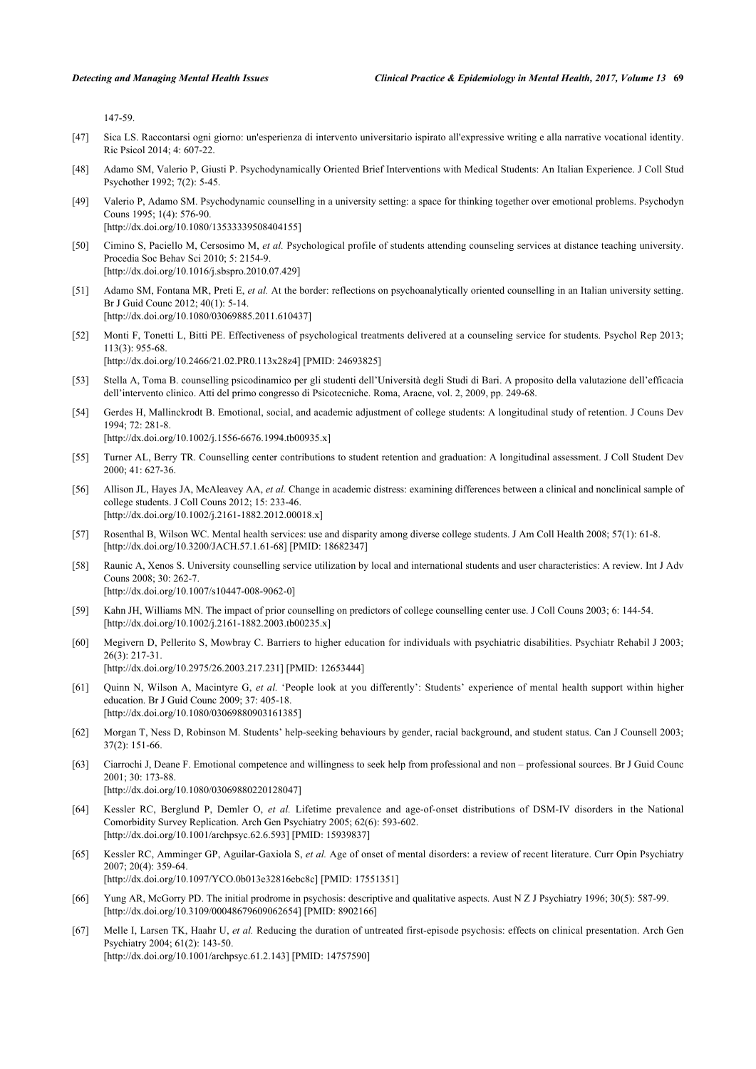147-59.

[47] Sica LS. Raccontarsi ogni giorno: un'esperienza di intervento universitario ispirato all'expressive writing e alla narrative vocational identity. Ric Psicol 2014; 4: 607-22.

[48] Adamo SM, Valerio P, Giusti P. Psychodynamically Oriented Brief Interventions with Medical Students: An Italian Experience. J Coll Stud Psychother 1992; 7(2): 5-45.

[49] Valerio P, Adamo SM. Psychodynamic counselling in a university setting: a space for thinking together over emotional problems. Psychodyn Couns 1995; 1(4): 576-90.
[http://dx.doi.org/10.1080/13533339508404155]

[50] Cimino S, Paciello M, Cersosimo M, *et al.* Psychological profile of students attending counseling services at distance teaching university. Procedia Soc Behav Sci 2010; 5: 2154-9.
[http://dx.doi.org/10.1016/j.sbspro.2010.07.429]

[51] Adamo SM, Fontana MR, Preti E, *et al.* At the border: reflections on psychoanalytically oriented counselling in an Italian university setting. Br J Guid Counc 2012; 40(1): 5-14.
[http://dx.doi.org/10.1080/03069885.2011.610437]

[52] Monti F, Tonetti L, Bitti PE. Effectiveness of psychological treatments delivered at a counseling service for students. Psychol Rep 2013; 113(3): 955-68.
[http://dx.doi.org/10.2466/21.02.PR0.113x28z4] [PMID: 24693825]

[53] Stella A, Toma B. counselling psicodinamico per gli studenti dell'Università degli Studi di Bari. A proposito della valutazione dell'efficacia dell'intervento clinico. Atti del primo congresso di Psicotecniche. Roma, Aracne, vol. 2, 2009, pp. 249-68.

[54] Gerdes H, Mallinckrodt B. Emotional, social, and academic adjustment of college students: A longitudinal study of retention. J Couns Dev 1994; 72: 281-8.
[http://dx.doi.org/10.1002/j.1556-6676.1994.tb00935.x]

[55] Turner AL, Berry TR. Counselling center contributions to student retention and graduation: A longitudinal assessment. J Coll Student Dev 2000; 41: 627-36.

[56] Allison JL, Hayes JA, McAleavey AA, *et al.* Change in academic distress: examining differences between a clinical and nonclinical sample of college students. J Coll Couns 2012; 15: 233-46.
[http://dx.doi.org/10.1002/j.2161-1882.2012.00018.x]

[57] Rosenthal B, Wilson WC. Mental health services: use and disparity among diverse college students. J Am Coll Health 2008; 57(1): 61-8.
[http://dx.doi.org/10.3200/JACH.57.1.61-68] [PMID: 18682347]

[58] Raunic A, Xenos S. University counselling service utilization by local and international students and user characteristics: A review. Int J Adv Couns 2008; 30: 262-7.
[http://dx.doi.org/10.1007/s10447-008-9062-0]

[59] Kahn JH, Williams MN. The impact of prior counselling on predictors of college counselling center use. J Coll Couns 2003; 6: 144-54.
[http://dx.doi.org/10.1002/j.2161-1882.2003.tb00235.x]

[60] Megivern D, Pellerito S, Mowbray C. Barriers to higher education for individuals with psychiatric disabilities. Psychiatr Rehabil J 2003; 26(3): 217-31.
[http://dx.doi.org/10.2975/26.2003.217.231] [PMID: 12653444]

[61] Quinn N, Wilson A, Macintyre G, *et al.* 'People look at you differently': Students' experience of mental health support within higher education. Br J Guid Counc 2009; 37: 405-18.
[http://dx.doi.org/10.1080/03069880903161385]

[62] Morgan T, Ness D, Robinson M. Students' help-seeking behaviours by gender, racial background, and student status. Can J Counsell 2003; 37(2): 151-66.

[63] Ciarrochi J, Deane F. Emotional competence and willingness to seek help from professional and non – professional sources. Br J Guid Counc 2001; 30: 173-88.
[http://dx.doi.org/10.1080/03069880220128047]

[64] Kessler RC, Berglund P, Demler O, *et al.* Lifetime prevalence and age-of-onset distributions of DSM-IV disorders in the National Comorbidity Survey Replication. Arch Gen Psychiatry 2005; 62(6): 593-602.
[http://dx.doi.org/10.1001/archpsyc.62.6.593] [PMID: 15939837]

[65] Kessler RC, Amminger GP, Aguilar-Gaxiola S, *et al.* Age of onset of mental disorders: a review of recent literature. Curr Opin Psychiatry 2007; 20(4): 359-64.
[http://dx.doi.org/10.1097/YCO.0b013e32816ebc8c] [PMID: 17551351]

[66] Yung AR, McGorry PD. The initial prodrome in psychosis: descriptive and qualitative aspects. Aust N Z J Psychiatry 1996; 30(5): 587-99.
[http://dx.doi.org/10.3109/00048679609062654] [PMID: 8902166]

[67] Melle I, Larsen TK, Haahr U, *et al.* Reducing the duration of untreated first-episode psychosis: effects on clinical presentation. Arch Gen Psychiatry 2004; 61(2): 143-50.
[http://dx.doi.org/10.1001/archpsyc.61.2.143] [PMID: 14757590]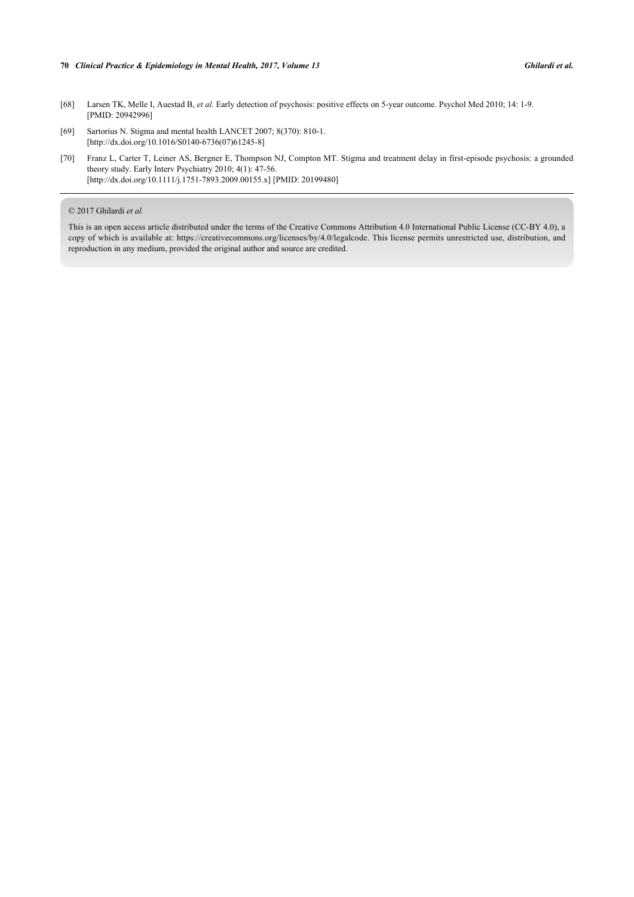[68] Larsen TK, Melle I, Auestad B, *et al.* Early detection of psychosis: positive effects on 5-year outcome. Psychol Med 2010; 14: 1-9. [PMID: 20942996]

[69] Sartorius N. Stigma and mental health LANCET 2007; 8(370): 810-1. [http://dx.doi.org/10.1016/S0140-6736(07)61245-8]

[70] Franz L, Carter T, Leiner AS, Bergner E, Thompson NJ, Compton MT. Stigma and treatment delay in first-episode psychosis: a grounded theory study. Early Interv Psychiatry 2010; 4(1): 47-56. [http://dx.doi.org/10.1111/j.1751-7893.2009.00155.x] [PMID: 20199480]

---

© 2017 Ghilardi *et al.*

This is an open access article distributed under the terms of the Creative Commons Attribution 4.0 International Public License (CC-BY 4.0), a copy of which is available at: https://creativecommons.org/licenses/by/4.0/legalcode. This license permits unrestricted use, distribution, and reproduction in any medium, provided the original author and source are credited.